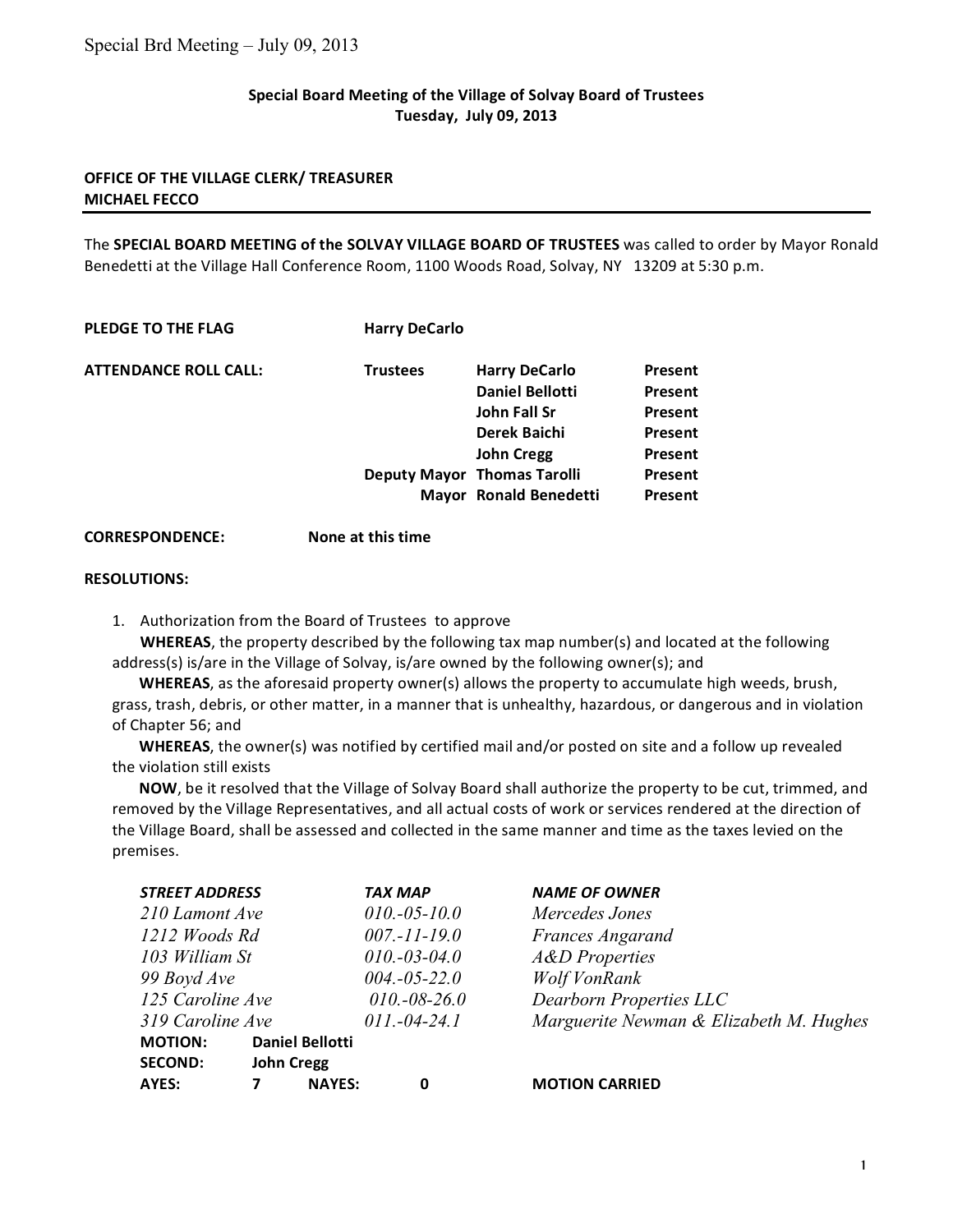**Special Board Meeting of the Village of Solvay Board of Trustees**
**Tuesday, July 09, 2013**

**OFFICE OF THE VILLAGE CLERK/ TREASURER**
**MICHAEL FECCO**

---

The **SPECIAL BOARD MEETING of the SOLVAY VILLAGE BOARD OF TRUSTEES** was called to order by Mayor Ronald Benedetti at the Village Hall Conference Room, 1100 Woods Road, Solvay, NY 13209 at 5:30 p.m.

**PLEDGE TO THE FLAG** **Harry DeCarlo**

| | | | |
|---|---|---|---|
| **ATTENDANCE ROLL CALL:** | **Trustees** | **Harry DeCarlo** | **Present** |
| | | **Daniel Bellotti** | **Present** |
| | | **John Fall Sr** | **Present** |
| | | **Derek Baichi** | **Present** |
| | | **John Cregg** | **Present** |
| | **Deputy Mayor** | **Thomas Tarolli** | **Present** |
| | **Mayor** | **Ronald Benedetti** | **Present** |

**CORRESPONDENCE:** **None at this time**

**RESOLUTIONS:**

1. Authorization from the Board of Trustees to approve
   **WHEREAS**, the property described by the following tax map number(s) and located at the following address(s) is/are in the Village of Solvay, is/are owned by the following owner(s); and
   **WHEREAS**, as the aforesaid property owner(s) allows the property to accumulate high weeds, brush, grass, trash, debris, or other matter, in a manner that is unhealthy, hazardous, or dangerous and in violation of Chapter 56; and
   **WHEREAS**, the owner(s) was notified by certified mail and/or posted on site and a follow up revealed the violation still exists
   **NOW**, be it resolved that the Village of Solvay Board shall authorize the property to be cut, trimmed, and removed by the Village Representatives, and all actual costs of work or services rendered at the direction of the Village Board, shall be assessed and collected in the same manner and time as the taxes levied on the premises.

| ***STREET ADDRESS*** | ***TAX MAP*** | ***NAME OF OWNER*** |
|---|---|---|
| *210 Lamont Ave* | *010.-05-10.0* | *Mercedes Jones* |
| *1212 Woods Rd* | *007.-11-19.0* | *Frances Angarand* |
| *103 William St* | *010.-03-04.0* | *A&D Properties* |
| *99 Boyd Ave* | *004.-05-22.0* | *Wolf VonRank* |
| *125 Caroline Ave* | *010.-08-26.0* | *Dearborn Properties LLC* |
| *319 Caroline Ave* | *011.-04-24.1* | *Marguerite Newman & Elizabeth M. Hughes* |

**MOTION:** **Daniel Bellotti**
**SECOND:** **John Cregg**
**AYES:** **7** **NAYES:** **0** **MOTION CARRIED**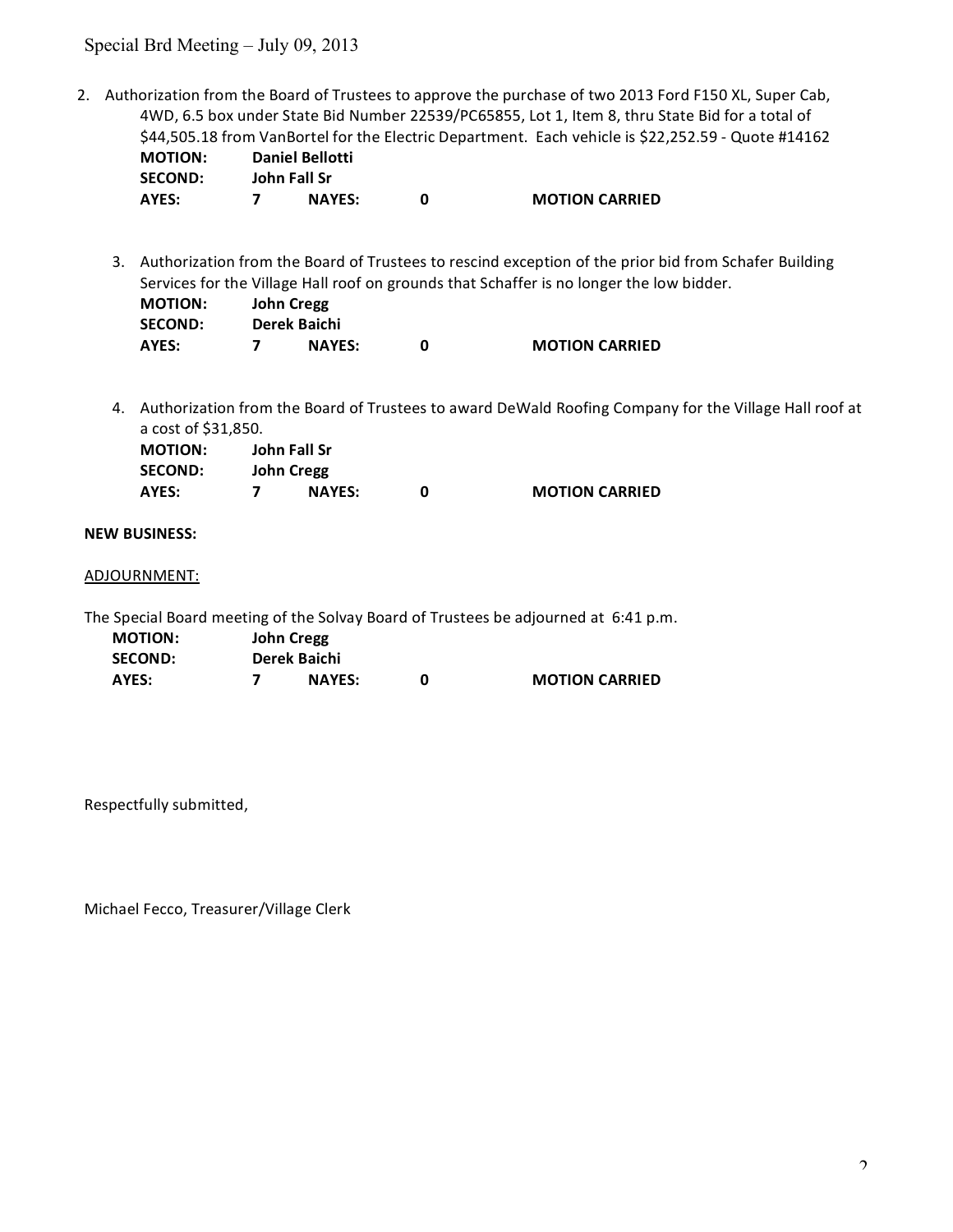2. Authorization from the Board of Trustees to approve the purchase of two 2013 Ford F150 XL, Super Cab, 4WD, 6.5 box under State Bid Number 22539/PC65855, Lot 1, Item 8, thru State Bid for a total of $44,505.18 from VanBortel for the Electric Department. Each vehicle is $22,252.59 - Quote #14162

| | | | | |
|---|---|---|---|---|
| **MOTION:** | **Daniel Bellotti** | | | |
| **SECOND:** | **John Fall Sr** | | | |
| **AYES:** | **7** | **NAYES:** | **0** | **MOTION CARRIED** |

3. Authorization from the Board of Trustees to rescind exception of the prior bid from Schafer Building Services for the Village Hall roof on grounds that Schaffer is no longer the low bidder.

| | | | | |
|---|---|---|---|---|
| **MOTION:** | **John Cregg** | | | |
| **SECOND:** | **Derek Baichi** | | | |
| **AYES:** | **7** | **NAYES:** | **0** | **MOTION CARRIED** |

4. Authorization from the Board of Trustees to award DeWald Roofing Company for the Village Hall roof at a cost of $31,850.

| | | | | |
|---|---|---|---|---|
| **MOTION:** | **John Fall Sr** | | | |
| **SECOND:** | **John Cregg** | | | |
| **AYES:** | **7** | **NAYES:** | **0** | **MOTION CARRIED** |

**NEW BUSINESS:**

ADJOURNMENT:

The Special Board meeting of the Solvay Board of Trustees be adjourned at 6:41 p.m.

| | | | | |
|---|---|---|---|---|
| **MOTION:** | **John Cregg** | | | |
| **SECOND:** | **Derek Baichi** | | | |
| **AYES:** | **7** | **NAYES:** | **0** | **MOTION CARRIED** |

Respectfully submitted,

Michael Fecco, Treasurer/Village Clerk